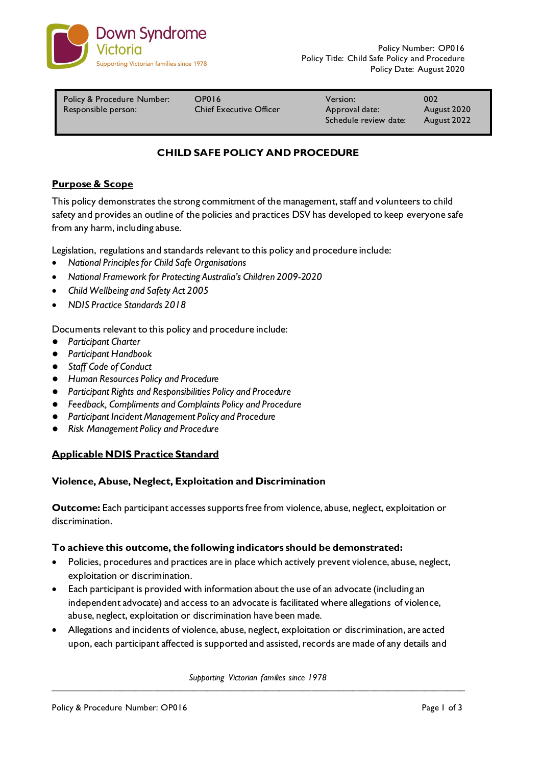| Policy & Procedure Number: | OP016 | Version: | 002 |
|---|---|---|---|
| Responsible person: | Chief Executive Officer | Approval date: | August 2020 |
| | | Schedule review date: | August 2022 |

# CHILD SAFE POLICY AND PROCEDURE

## Purpose & Scope

This policy demonstrates the strong commitment of the management, staff and volunteers to child safety and provides an outline of the policies and practices DSV has developed to keep everyone safe from any harm, including abuse.

Legislation, regulations and standards relevant to this policy and procedure include:

- *National Principles for Child Safe Organisations*
- *National Framework for Protecting Australia's Children 2009-2020*
- *Child Wellbeing and Safety Act 2005*
- *NDIS Practice Standards 2018*

Documents relevant to this policy and procedure include:

- *Participant Charter*
- *Participant Handbook*
- *Staff Code of Conduct*
- *Human Resources Policy and Procedure*
- *Participant Rights and Responsibilities Policy and Procedure*
- *Feedback, Compliments and Complaints Policy and Procedure*
- *Participant Incident Management Policy and Procedure*
- *Risk Management Policy and Procedure*

## Applicable NDIS Practice Standard

### Violence, Abuse, Neglect, Exploitation and Discrimination

**Outcome:** Each participant accesses supports free from violence, abuse, neglect, exploitation or discrimination.

**To achieve this outcome, the following indicators should be demonstrated:**

- Policies, procedures and practices are in place which actively prevent violence, abuse, neglect, exploitation or discrimination.
- Each participant is provided with information about the use of an advocate (including an independent advocate) and access to an advocate is facilitated where allegations of violence, abuse, neglect, exploitation or discrimination have been made.
- Allegations and incidents of violence, abuse, neglect, exploitation or discrimination, are acted upon, each participant affected is supported and assisted, records are made of any details and

*Supporting Victorian families since 1978*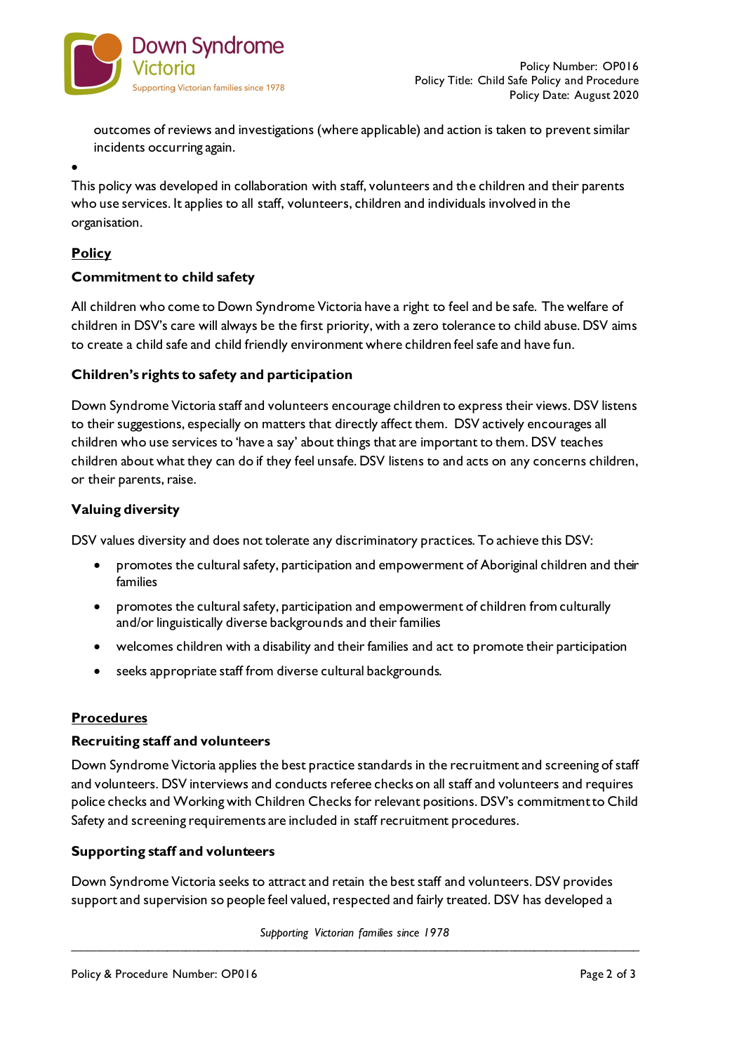outcomes of reviews and investigations (where applicable) and action is taken to prevent similar incidents occurring again.

This policy was developed in collaboration with staff, volunteers and the children and their parents who use services. It applies to all staff, volunteers, children and individuals involved in the organisation.

## Policy

### Commitment to child safety

All children who come to Down Syndrome Victoria have a right to feel and be safe. The welfare of children in DSV's care will always be the first priority, with a zero tolerance to child abuse. DSV aims to create a child safe and child friendly environment where children feel safe and have fun.

### Children's rights to safety and participation

Down Syndrome Victoria staff and volunteers encourage children to express their views. DSV listens to their suggestions, especially on matters that directly affect them. DSV actively encourages all children who use services to 'have a say' about things that are important to them. DSV teaches children about what they can do if they feel unsafe. DSV listens to and acts on any concerns children, or their parents, raise.

### Valuing diversity

DSV values diversity and does not tolerate any discriminatory practices. To achieve this DSV:

- promotes the cultural safety, participation and empowerment of Aboriginal children and their families
- promotes the cultural safety, participation and empowerment of children from culturally and/or linguistically diverse backgrounds and their families
- welcomes children with a disability and their families and act to promote their participation
- seeks appropriate staff from diverse cultural backgrounds.

## Procedures

### Recruiting staff and volunteers

Down Syndrome Victoria applies the best practice standards in the recruitment and screening of staff and volunteers. DSV interviews and conducts referee checks on all staff and volunteers and requires police checks and Working with Children Checks for relevant positions. DSV's commitment to Child Safety and screening requirements are included in staff recruitment procedures.

### Supporting staff and volunteers

Down Syndrome Victoria seeks to attract and retain the best staff and volunteers. DSV provides support and supervision so people feel valued, respected and fairly treated. DSV has developed a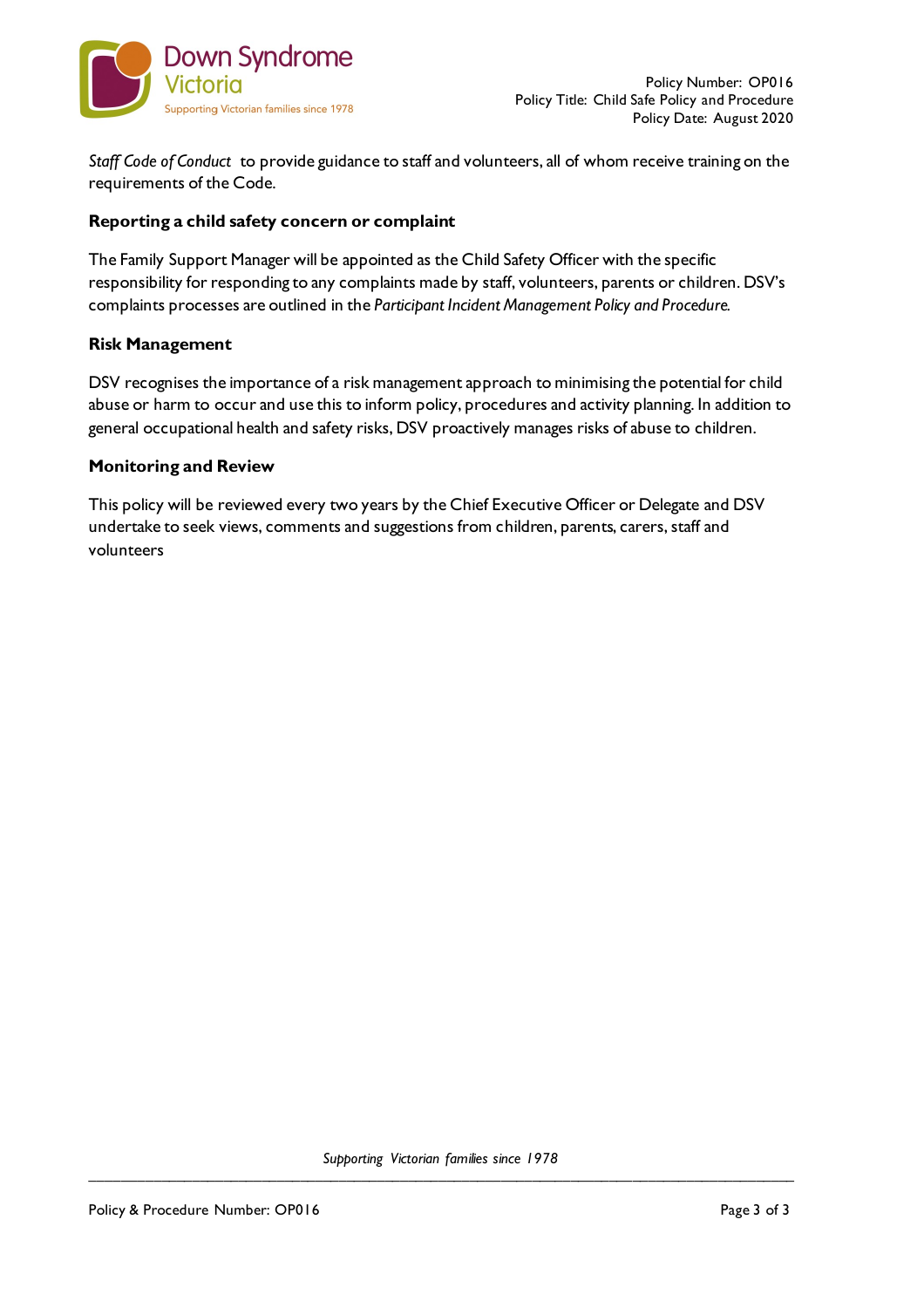*Staff Code of Conduct* to provide guidance to staff and volunteers, all of whom receive training on the requirements of the Code.

**Reporting a child safety concern or complaint**

The Family Support Manager will be appointed as the Child Safety Officer with the specific responsibility for responding to any complaints made by staff, volunteers, parents or children. DSV's complaints processes are outlined in the *Participant Incident Management Policy and Procedure.*

**Risk Management**

DSV recognises the importance of a risk management approach to minimising the potential for child abuse or harm to occur and use this to inform policy, procedures and activity planning. In addition to general occupational health and safety risks, DSV proactively manages risks of abuse to children.

**Monitoring and Review**

This policy will be reviewed every two years by the Chief Executive Officer or Delegate and DSV undertake to seek views, comments and suggestions from children, parents, carers, staff and volunteers